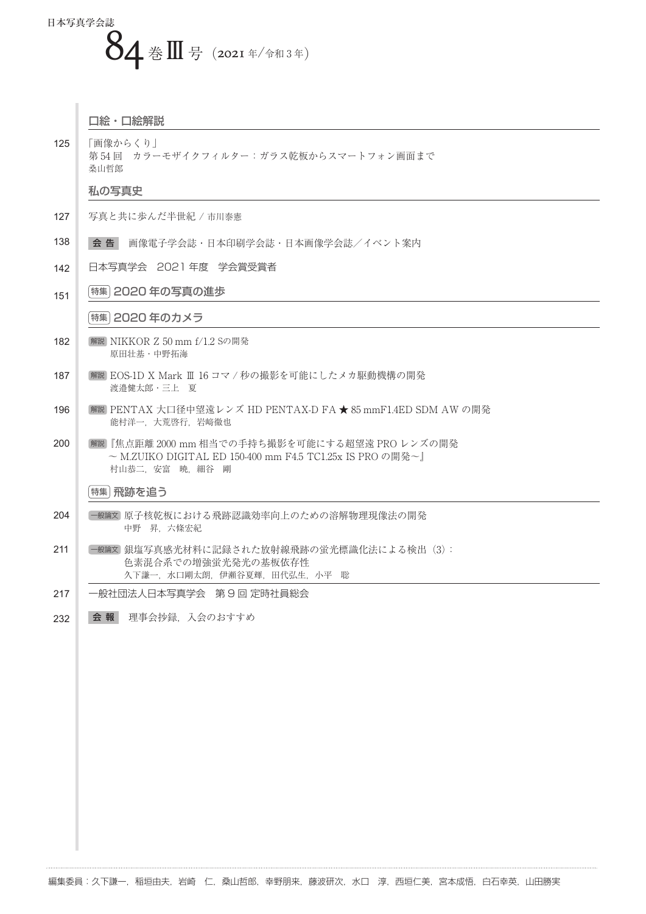日本写真学会誌

# 84 巻 Ⅲ 号（2021 年/令和 3 年）

## 口絵・口絵解説

125 「画像からくり」
第 54 回　カラーモザイクフィルター：ガラス乾板からスマートフォン画面まで
桑山哲郎

## 私の写真史

127 写真と共に歩んだ半世紀 / 市川泰憲

138 **会 告**　画像電子学会誌・日本印刷学会誌・日本画像学会誌／イベント案内

142 日本写真学会　2021 年度　学会賞受賞者

151 **特集 2020 年の写真の進歩**

## 特集 2020 年のカメラ

182 解説 NIKKOR Z 50 mm f/1.2 Sの開発
原田壮基・中野拓海

187 解説 EOS-1D X Mark Ⅲ 16 コマ / 秒の撮影を可能にしたメカ駆動機構の開発
渡邉健太郎・三上　夏

196 解説 PENTAX 大口径中望遠レンズ HD PENTAX-D FA ★ 85 mmF1.4ED SDM AW の開発
能村洋一，大荒啓行，岩崎徹也

200 解説『焦点距離 2000 mm 相当での手持ち撮影を可能にする超望遠 PRO レンズの開発
～ M.ZUIKO DIGITAL ED 150-400 mm F4.5 TC1.25x IS PRO の開発～』
村山恭二，安富　暁，細谷　剛

## 特集 飛跡を追う

204 一般論文 原子核乾板における飛跡認識効率向上のための溶解物理現像法の開発
中野　昇，六條宏紀

211 一般論文 銀塩写真感光材料に記録された放射線飛跡の蛍光標識化法による検出（3）：
色素混合系での増強蛍光発光の基板依存性
久下謙一，水口剛太朗，伊瀬谷夏輝，田代弘生，小平　聡

217 一般社団法人日本写真学会　第 9 回 定時社員総会

232 **会 報**　理事会抄録，入会のおすすめ

編集委員：久下謙一，稲垣由夫，岩崎　仁，桑山哲郎，幸野朋来，藤波研次，水口　淳，西垣仁美，宮本成悟，白石幸英，山田勝実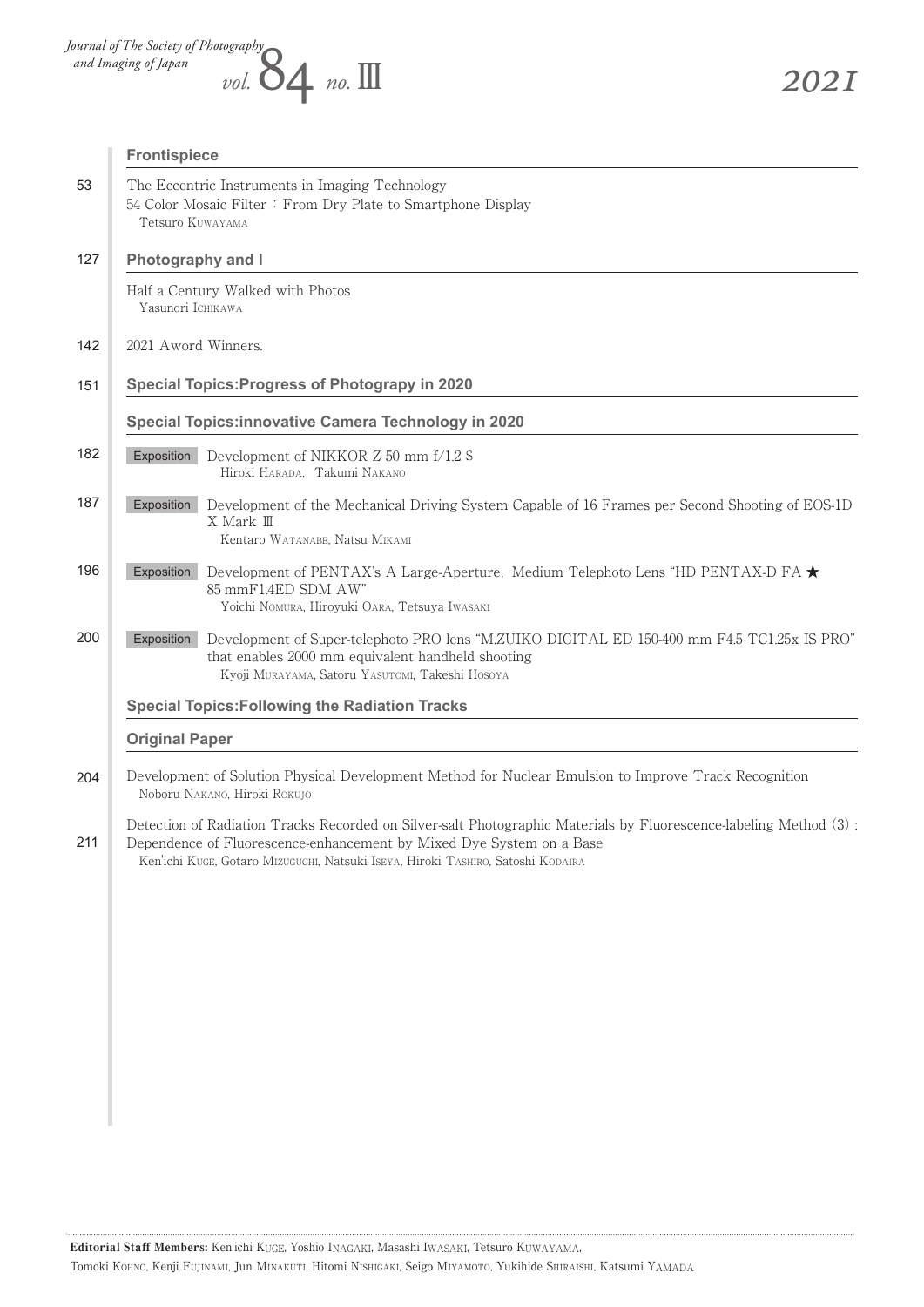*Journal of The Society of Photography and Imaging of Japan* vol. 84 no. Ⅲ 2021

## Frontispiece

53 The Eccentric Instruments in Imaging Technology
54 Color Mosaic Filter : From Dry Plate to Smartphone Display
Tetsuro Kuwayama

## 127 Photography and I

Half a Century Walked with Photos
Yasunori Ichikawa

142 2021 Aword Winners.

## 151 Special Topics:Progress of Photograpy in 2020

## Special Topics:innovative Camera Technology in 2020

182 Exposition Development of NIKKOR Z 50 mm f/1.2 S
Hiroki Harada, Takumi Nakano

187 Exposition Development of the Mechanical Driving System Capable of 16 Frames per Second Shooting of EOS-1D X Mark Ⅲ
Kentaro Watanabe, Natsu Mikami

196 Exposition Development of PENTAX's A Large-Aperture, Medium Telephoto Lens "HD PENTAX-D FA ★ 85 mmF1.4ED SDM AW"
Yoichi Nomura, Hiroyuki Oara, Tetsuya Iwasaki

200 Exposition Development of Super-telephoto PRO lens "M.ZUIKO DIGITAL ED 150-400 mm F4.5 TC1.25x IS PRO" that enables 2000 mm equivalent handheld shooting
Kyoji Murayama, Satoru Yasutomi, Takeshi Hosoya

## Special Topics:Following the Radiation Tracks

## Original Paper

204 Development of Solution Physical Development Method for Nuclear Emulsion to Improve Track Recognition
Noboru Nakano, Hiroki Rokujo

211 Detection of Radiation Tracks Recorded on Silver-salt Photographic Materials by Fluorescence-labeling Method (3) : Dependence of Fluorescence-enhancement by Mixed Dye System on a Base
Ken'ichi Kuge, Gotaro Mizuguchi, Natsuki Iseya, Hiroki Tashiro, Satoshi Kodaira

**Editorial Staff Members:** Ken'ichi Kuge, Yoshio Inagaki, Masashi Iwasaki, Tetsuro Kuwayama, Tomoki Kohno, Kenji Fujinami, Jun Minakuti, Hitomi Nishigaki, Seigo Miyamoto, Yukihide Shiraishi, Katsumi Yamada